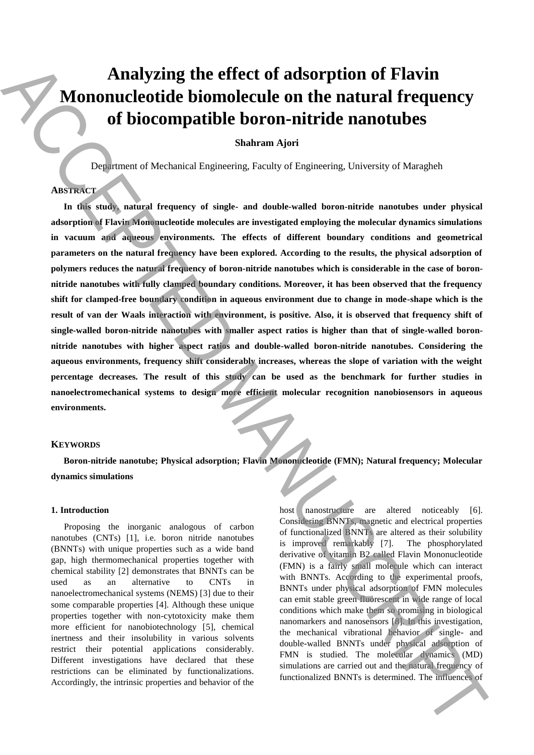# Analyzing the effect of adsorption of Flavin Mononucleotide biomolecule on the natural frequency of biocompatible boron-nitride nanotubes

**Shahram Ajori**

Department of Mechanical Engineering, Faculty of Engineering, University of Maragheh

## Abstract

**In this study, natural frequency of single- and double-walled boron-nitride nanotubes under physical adsorption of Flavin Mononucleotide molecules are investigated employing the molecular dynamics simulations in vacuum and aqueous environments. The effects of different boundary conditions and geometrical parameters on the natural frequency have been explored. According to the results, the physical adsorption of polymers reduces the natural frequency of boron-nitride nanotubes which is considerable in the case of boron-nitride nanotubes with fully clamped boundary conditions. Moreover, it has been observed that the frequency shift for clamped-free boundary condition in aqueous environment due to change in mode-shape which is the result of van der Waals interaction with environment, is positive. Also, it is observed that frequency shift of single-walled boron-nitride nanotubes with smaller aspect ratios is higher than that of single-walled boron-nitride nanotubes with higher aspect ratios and double-walled boron-nitride nanotubes. Considering the aqueous environments, frequency shift considerably increases, whereas the slope of variation with the weight percentage decreases. The result of this study can be used as the benchmark for further studies in nanoelectromechanical systems to design more efficient molecular recognition nanobiosensors in aqueous environments.**

## Keywords

**Boron-nitride nanotube; Physical adsorption; Flavin Mononucleotide (FMN); Natural frequency; Molecular dynamics simulations**

### 1. Introduction

Proposing the inorganic analogous of carbon nanotubes (CNTs) [1], i.e. boron nitride nanotubes (BNNTs) with unique properties such as a wide band gap, high thermomechanical properties together with chemical stability [2] demonstrates that BNNTs can be used as an alternative to CNTs in nanoelectromechanical systems (NEMS) [3] due to their some comparable properties [4]. Although these unique properties together with non-cytotoxicity make them more efficient for nanobiotechnology [5], chemical inertness and their insolubility in various solvents restrict their potential applications considerably. Different investigations have declared that these restrictions can be eliminated by functionalizations. Accordingly, the intrinsic properties and behavior of the host nanostructure are altered noticeably [6]. Considering BNNTs, magnetic and electrical properties of functionalized BNNTs are altered as their solubility is improved remarkably [7]. The phosphorylated derivative of vitamin B2 called Flavin Mononucleotide (FMN) is a fairly small molecule which can interact with BNNTs. According to the experimental proofs, BNNTs under physical adsorption of FMN molecules can emit stable green fluorescent in wide range of local conditions which make them so promising in biological nanomarkers and nanosensors [8]. In this investigation, the mechanical vibrational behavior of single- and double-walled BNNTs under physical adsorption of FMN is studied. The molecular dynamics (MD) simulations are carried out and the natural frequency of functionalized BNNTs is determined. The influences of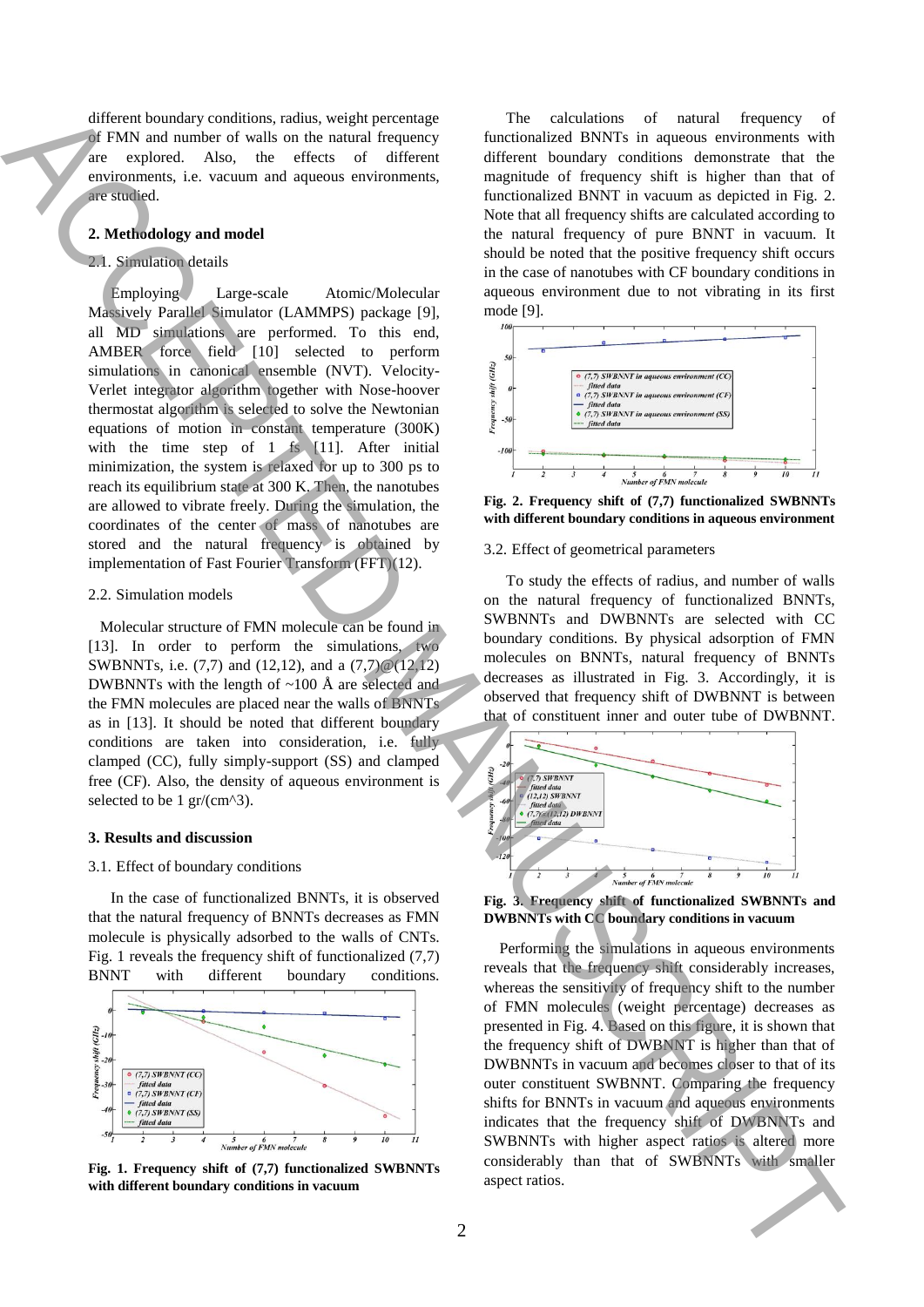different boundary conditions, radius, weight percentage of FMN and number of walls on the natural frequency are explored. Also, the effects of different environments, i.e. vacuum and aqueous environments, are studied.

## 2. Methodology and model

### 2.1. Simulation details

Employing Large-scale Atomic/Molecular Massively Parallel Simulator (LAMMPS) package [9], all MD simulations are performed. To this end, AMBER force field [10] selected to perform simulations in canonical ensemble (NVT). Velocity-Verlet integrator algorithm together with Nose-hoover thermostat algorithm is selected to solve the Newtonian equations of motion in constant temperature (300K) with the time step of 1 fs [11]. After initial minimization, the system is relaxed for up to 300 ps to reach its equilibrium state at 300 K. Then, the nanotubes are allowed to vibrate freely. During the simulation, the coordinates of the center of mass of nanotubes are stored and the natural frequency is obtained by implementation of Fast Fourier Transform (FFT)(12).

### 2.2. Simulation models

Molecular structure of FMN molecule can be found in [13]. In order to perform the simulations, two SWBNNTs, i.e. (7,7) and (12,12), and a (7,7)@(12,12) DWBNNTs with the length of ~100 Å are selected and the FMN molecules are placed near the walls of BNNTs as in [13]. It should be noted that different boundary conditions are taken into consideration, i.e. fully clamped (CC), fully simply-support (SS) and clamped free (CF). Also, the density of aqueous environment is selected to be 1 gr/(cm^3).

## 3. Results and discussion

### 3.1. Effect of boundary conditions

In the case of functionalized BNNTs, it is observed that the natural frequency of BNNTs decreases as FMN molecule is physically adsorbed to the walls of CNTs. Fig. 1 reveals the frequency shift of functionalized (7,7) BNNT with different boundary conditions.

**Fig. 1. Frequency shift of (7,7) functionalized SWBNNTs with different boundary conditions in vacuum**

The calculations of natural frequency of functionalized BNNTs in aqueous environments with different boundary conditions demonstrate that the magnitude of frequency shift is higher than that of functionalized BNNT in vacuum as depicted in Fig. 2. Note that all frequency shifts are calculated according to the natural frequency of pure BNNT in vacuum. It should be noted that the positive frequency shift occurs in the case of nanotubes with CF boundary conditions in aqueous environment due to not vibrating in its first mode [9].

**Fig. 2. Frequency shift of (7,7) functionalized SWBNNTs with different boundary conditions in aqueous environment**

### 3.2. Effect of geometrical parameters

To study the effects of radius, and number of walls on the natural frequency of functionalized BNNTs, SWBNNTs and DWBNNTs are selected with CC boundary conditions. By physical adsorption of FMN molecules on BNNTs, natural frequency of BNNTs decreases as illustrated in Fig. 3. Accordingly, it is observed that frequency shift of DWBNNT is between that of constituent inner and outer tube of DWBNNT.

**Fig. 3. Frequency shift of functionalized SWBNNTs and DWBNNTs with CC boundary conditions in vacuum**

Performing the simulations in aqueous environments reveals that the frequency shift considerably increases, whereas the sensitivity of frequency shift to the number of FMN molecules (weight percentage) decreases as presented in Fig. 4. Based on this figure, it is shown that the frequency shift of DWBNNT is higher than that of DWBNNTs in vacuum and becomes closer to that of its outer constituent SWBNNT. Comparing the frequency shifts for BNNTs in vacuum and aqueous environments indicates that the frequency shift of DWBNNTs and SWBNNTs with higher aspect ratios is altered more considerably than that of SWBNNTs with smaller aspect ratios.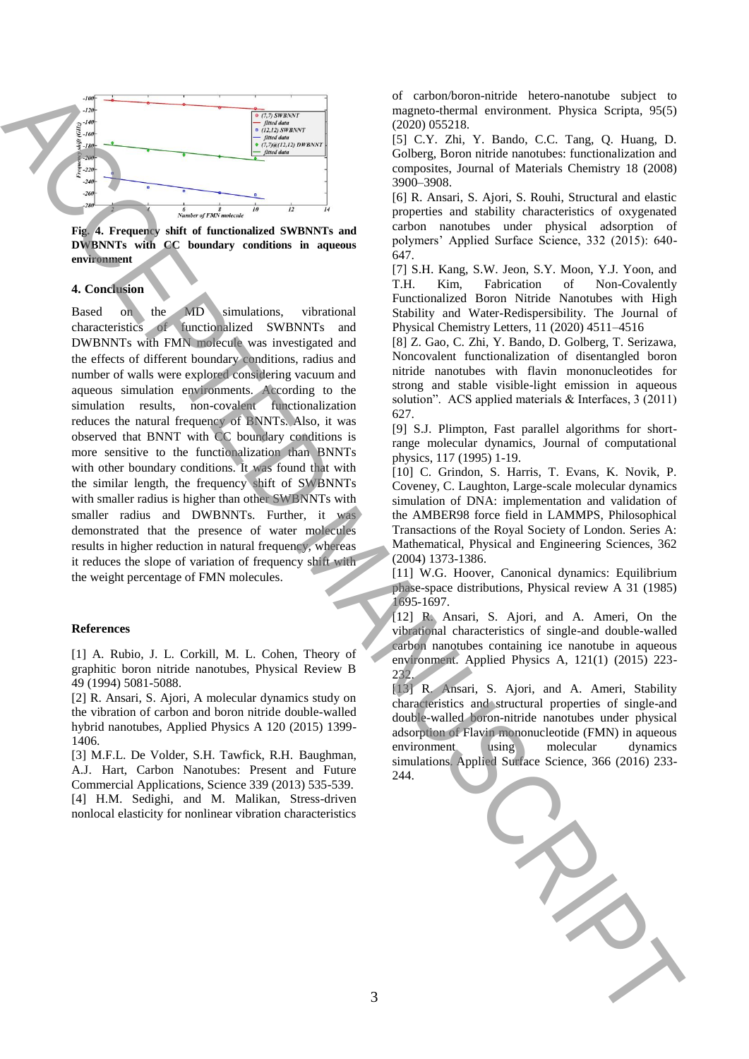-100
-120
-140
-160
-180
-200
-220
-240
-260
-280
Frequency shift (GHz)
2 4 6 8 10 12 14
Number of FMN molecule
(7,7) SWBNNT
fitted data
(12,12) SWBNNT
fitted data
(7,7)@(12,12) DWBNNT
fitted data

**Fig. 4. Frequency shift of functionalized SWBNNTs and DWBNNTs with CC boundary conditions in aqueous environment**

## 4. Conclusion

Based on the MD simulations, vibrational characteristics of functionalized SWBNNTs and DWBNNTs with FMN molecule was investigated and the effects of different boundary conditions, radius and number of walls were explored considering vacuum and aqueous simulation environments. According to the simulation results, non-covalent functionalization reduces the natural frequency of BNNTs. Also, it was observed that BNNT with CC boundary conditions is more sensitive to the functionalization than BNNTs with other boundary conditions. It was found that with the similar length, the frequency shift of SWBNNTs with smaller radius is higher than other SWBNNTs with smaller radius and DWBNNTs. Further, it was demonstrated that the presence of water molecules results in higher reduction in natural frequency, whereas it reduces the slope of variation of frequency shift with the weight percentage of FMN molecules.

## References

[1] A. Rubio, J. L. Corkill, M. L. Cohen, Theory of graphitic boron nitride nanotubes, Physical Review B 49 (1994) 5081-5088.

[2] R. Ansari, S. Ajori, A molecular dynamics study on the vibration of carbon and boron nitride double-walled hybrid nanotubes, Applied Physics A 120 (2015) 1399-1406.

[3] M.F.L. De Volder, S.H. Tawfick, R.H. Baughman, A.J. Hart, Carbon Nanotubes: Present and Future Commercial Applications, Science 339 (2013) 535-539.

[4] H.M. Sedighi, and M. Malikan, Stress-driven nonlocal elasticity for nonlinear vibration characteristics of carbon/boron-nitride hetero-nanotube subject to magneto-thermal environment. Physica Scripta, 95(5) (2020) 055218.

[5] C.Y. Zhi, Y. Bando, C.C. Tang, Q. Huang, D. Golberg, Boron nitride nanotubes: functionalization and composites, Journal of Materials Chemistry 18 (2008) 3900–3908.

[6] R. Ansari, S. Ajori, S. Rouhi, Structural and elastic properties and stability characteristics of oxygenated carbon nanotubes under physical adsorption of polymers' Applied Surface Science, 332 (2015): 640-647.

[7] S.H. Kang, S.W. Jeon, S.Y. Moon, Y.J. Yoon, and T.H. Kim, Fabrication of Non-Covalently Functionalized Boron Nitride Nanotubes with High Stability and Water-Redispersibility. The Journal of Physical Chemistry Letters, 11 (2020) 4511–4516

[8] Z. Gao, C. Zhi, Y. Bando, D. Golberg, T. Serizawa, Noncovalent functionalization of disentangled boron nitride nanotubes with flavin mononucleotides for strong and stable visible-light emission in aqueous solution". ACS applied materials & Interfaces, 3 (2011) 627.

[9] S.J. Plimpton, Fast parallel algorithms for short-range molecular dynamics, Journal of computational physics, 117 (1995) 1-19.

[10] C. Grindon, S. Harris, T. Evans, K. Novik, P. Coveney, C. Laughton, Large-scale molecular dynamics simulation of DNA: implementation and validation of the AMBER98 force field in LAMMPS, Philosophical Transactions of the Royal Society of London. Series A: Mathematical, Physical and Engineering Sciences, 362 (2004) 1373-1386.

[11] W.G. Hoover, Canonical dynamics: Equilibrium phase-space distributions, Physical review A 31 (1985) 1695-1697.

[12] R. Ansari, S. Ajori, and A. Ameri, On the vibrational characteristics of single-and double-walled carbon nanotubes containing ice nanotube in aqueous environment. Applied Physics A, 121(1) (2015) 223-232.

[13] R. Ansari, S. Ajori, and A. Ameri, Stability characteristics and structural properties of single-and double-walled boron-nitride nanotubes under physical adsorption of Flavin mononucleotide (FMN) in aqueous environment using molecular dynamics simulations. Applied Surface Science, 366 (2016) 233-244.